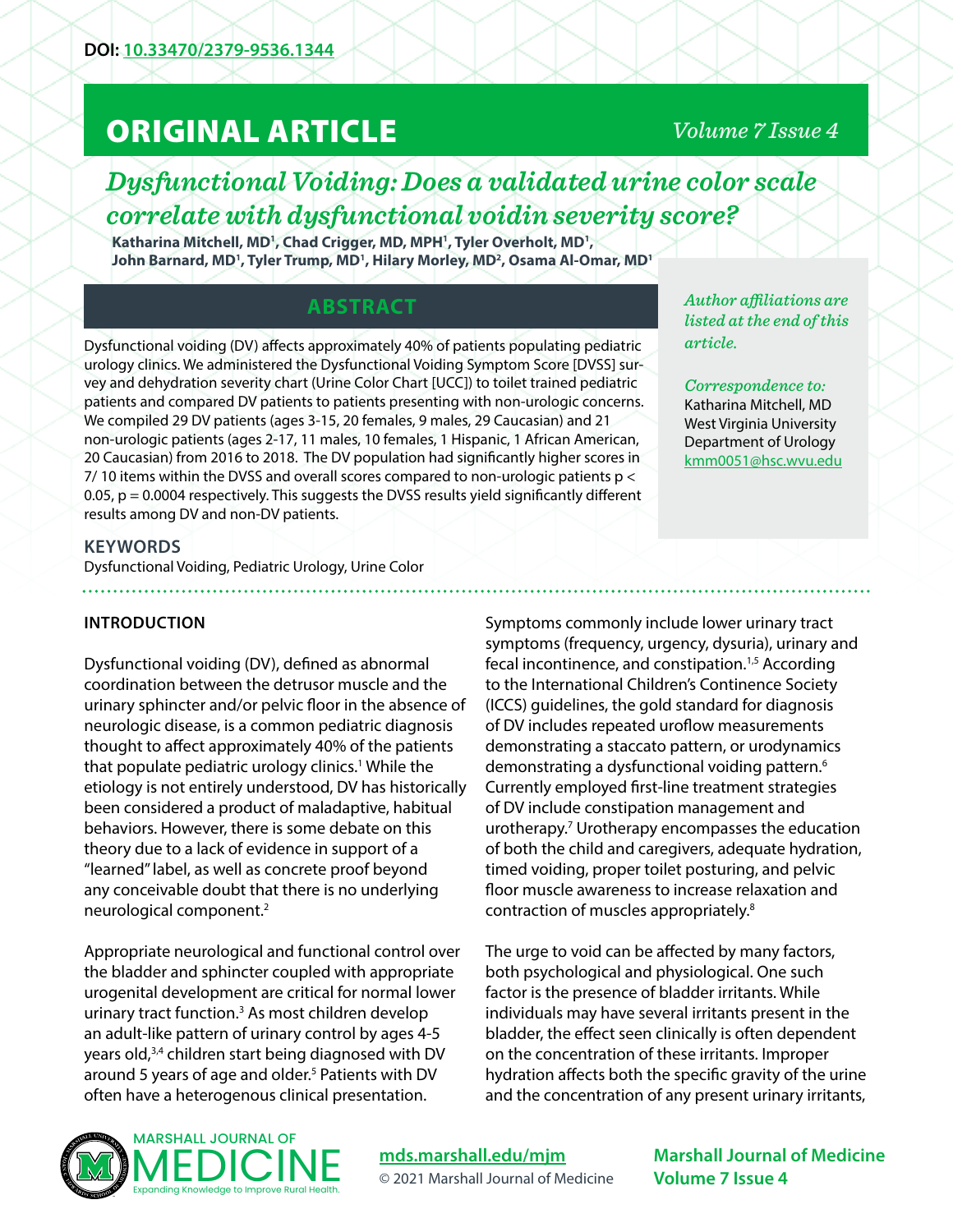DOI: 10.33470/2379-9536.1344

# ORIGINAL ARTICLE

## *Dysfunctional Voiding: Does a validated urine color scale correlate with dysfunctional voidin severity score?*

**Katharina Mitchell, MD[1], Chad Crigger, MD, MPH[1], Tyler Overholt, MD[1], John Barnard, MD[1], Tyler Trump, MD[1], Hilary Morley, MD[2], Osama Al-Omar, MD[1]**

*Author affiliations are listed at the end of this article.*

*Correspondence to:*
Katharina Mitchell, MD
West Virginia University
Department of Urology
kmm0051@hsc.wvu.edu

## ABSTRACT

Dysfunctional voiding (DV) affects approximately 40% of patients populating pediatric urology clinics. We administered the Dysfunctional Voiding Symptom Score [DVSS] survey and dehydration severity chart (Urine Color Chart [UCC]) to toilet trained pediatric patients and compared DV patients to patients presenting with non-urologic concerns. We compiled 29 DV patients (ages 3-15, 20 females, 9 males, 29 Caucasian) and 21 non-urologic patients (ages 2-17, 11 males, 10 females, 1 Hispanic, 1 African American, 20 Caucasian) from 2016 to 2018. The DV population had significantly higher scores in 7/ 10 items within the DVSS and overall scores compared to non-urologic patients $p < 0.05$, $p = 0.0004$ respectively. This suggests the DVSS results yield significantly different results among DV and non-DV patients.

### KEYWORDS

Dysfunctional Voiding, Pediatric Urology, Urine Color

## INTRODUCTION

Dysfunctional voiding (DV), defined as abnormal coordination between the detrusor muscle and the urinary sphincter and/or pelvic floor in the absence of neurologic disease, is a common pediatric diagnosis thought to affect approximately 40% of the patients that populate pediatric urology clinics.[1] While the etiology is not entirely understood, DV has historically been considered a product of maladaptive, habitual behaviors. However, there is some debate on this theory due to a lack of evidence in support of a "learned" label, as well as concrete proof beyond any conceivable doubt that there is no underlying neurological component.[2]

Appropriate neurological and functional control over the bladder and sphincter coupled with appropriate urogenital development are critical for normal lower urinary tract function.[3] As most children develop an adult-like pattern of urinary control by ages 4-5 years old,[3,4] children start being diagnosed with DV around 5 years of age and older.[5] Patients with DV often have a heterogenous clinical presentation.

Symptoms commonly include lower urinary tract symptoms (frequency, urgency, dysuria), urinary and fecal incontinence, and constipation.[1,5] According to the International Children's Continence Society (ICCS) guidelines, the gold standard for diagnosis of DV includes repeated uroflow measurements demonstrating a staccato pattern, or urodynamics demonstrating a dysfunctional voiding pattern.[6] Currently employed first-line treatment strategies of DV include constipation management and urotherapy.[7] Urotherapy encompasses the education of both the child and caregivers, adequate hydration, timed voiding, proper toilet posturing, and pelvic floor muscle awareness to increase relaxation and contraction of muscles appropriately.[8]

The urge to void can be affected by many factors, both psychological and physiological. One such factor is the presence of bladder irritants. While individuals may have several irritants present in the bladder, the effect seen clinically is often dependent on the concentration of these irritants. Improper hydration affects both the specific gravity of the urine and the concentration of any present urinary irritants,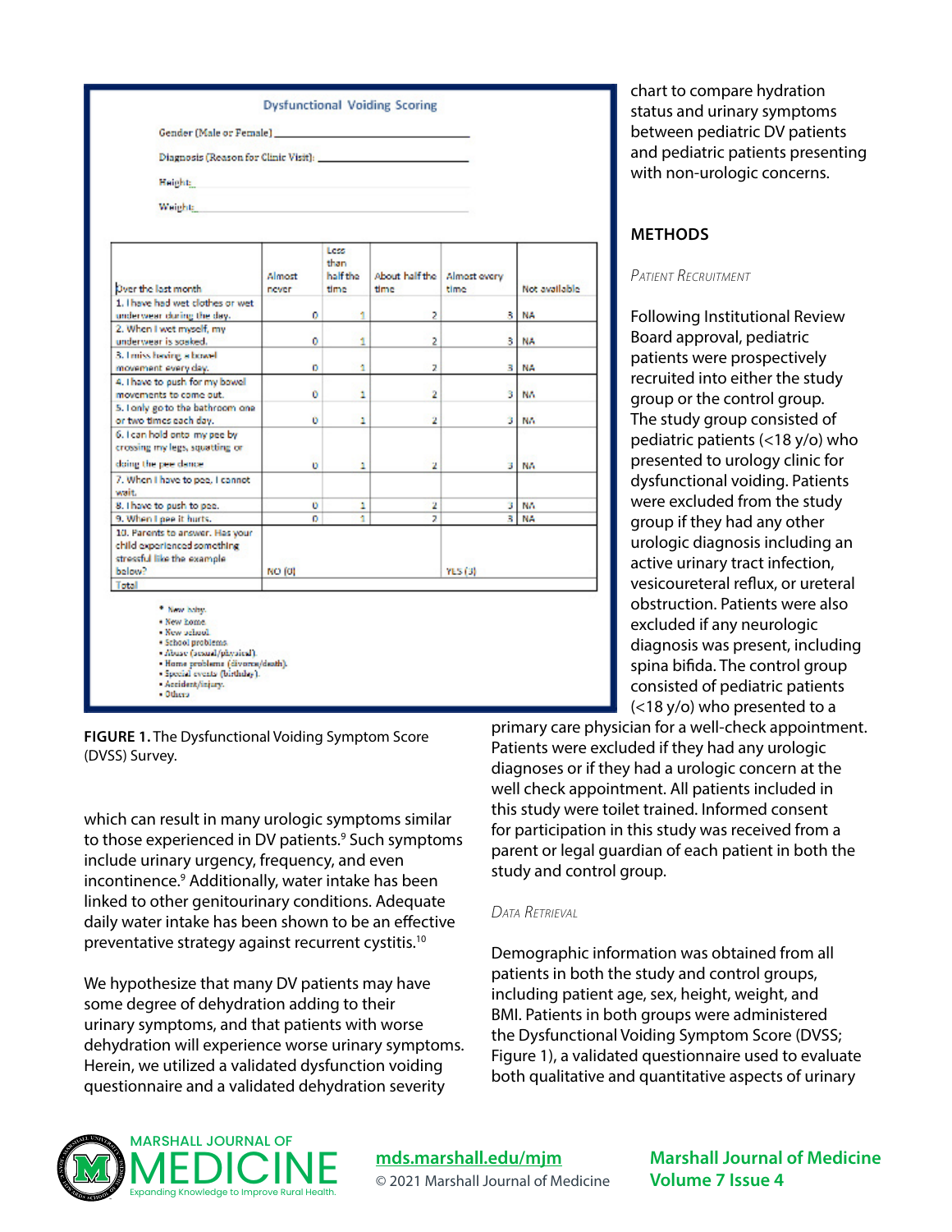## Dysfunctional Voiding Scoring

Gender (Male or Female) ___

Diagnosis (Reason for Clinic Visit): ___

Height: ___

Weight: ___

| Over the last month | Almost never | Less than half the time | About half the time | Almost every time | Not available |
|---|---|---|---|---|---|
| 1. I have had wet clothes or wet underwear during the day. | 0 | 1 | 2 | 3 | NA |
| 2. When I wet myself, my underwear is soaked. | 0 | 1 | 2 | 3 | NA |
| 3. I miss having a bowel movement every day. | 0 | 1 | 2 | 3 | NA |
| 4. I have to push for my bowel movements to come out. | 0 | 1 | 2 | 3 | NA |
| 5. I only go to the bathroom one or two times each day. | 0 | 1 | 2 | 3 | NA |
| 6. I can hold onto my pee by crossing my legs, squatting or doing the pee dance | 0 | 1 | 2 | 3 | NA |
| 7. When I have to pee, I cannot wait. | | | | | |
| 8. I have to push to pee. | 0 | 1 | 2 | 3 | NA |
| 9. When I pee it hurts. | 0 | 1 | 2 | 3 | NA |
| 10. Parents to answer. Has your child experienced something stressful like the example below? | NO (0) | | | YES (3) | |
| Total | | | | | |

- New baby.
- New home
- New school
- School problems
- Abuse (sexual/physical).
- Home problems (divorce/death).
- Special events (birthday).
- Accident/injury.
- Others

**FIGURE 1.** The Dysfunctional Voiding Symptom Score (DVSS) Survey.

which can result in many urologic symptoms similar to those experienced in DV patients.[9] Such symptoms include urinary urgency, frequency, and even incontinence.[9] Additionally, water intake has been linked to other genitourinary conditions. Adequate daily water intake has been shown to be an effective preventative strategy against recurrent cystitis.[10]

We hypothesize that many DV patients may have some degree of dehydration adding to their urinary symptoms, and that patients with worse dehydration will experience worse urinary symptoms. Herein, we utilized a validated dysfunction voiding questionnaire and a validated dehydration severity chart to compare hydration status and urinary symptoms between pediatric DV patients and pediatric patients presenting with non-urologic concerns.

## METHODS

### *Patient Recruitment*

Following Institutional Review Board approval, pediatric patients were prospectively recruited into either the study group or the control group. The study group consisted of pediatric patients (<18 y/o) who presented to urology clinic for dysfunctional voiding. Patients were excluded from the study group if they had any other urologic diagnosis including an active urinary tract infection, vesicoureteral reflux, or ureteral obstruction. Patients were also excluded if any neurologic diagnosis was present, including spina bifida. The control group consisted of pediatric patients (<18 y/o) who presented to a primary care physician for a well-check appointment. Patients were excluded if they had any urologic diagnoses or if they had a urologic concern at the well check appointment. All patients included in this study were toilet trained. Informed consent for participation in this study was received from a parent or legal guardian of each patient in both the study and control group.

### *Data Retrieval*

Demographic information was obtained from all patients in both the study and control groups, including patient age, sex, height, weight, and BMI. Patients in both groups were administered the Dysfunctional Voiding Symptom Score (DVSS; Figure 1), a validated questionnaire used to evaluate both qualitative and quantitative aspects of urinary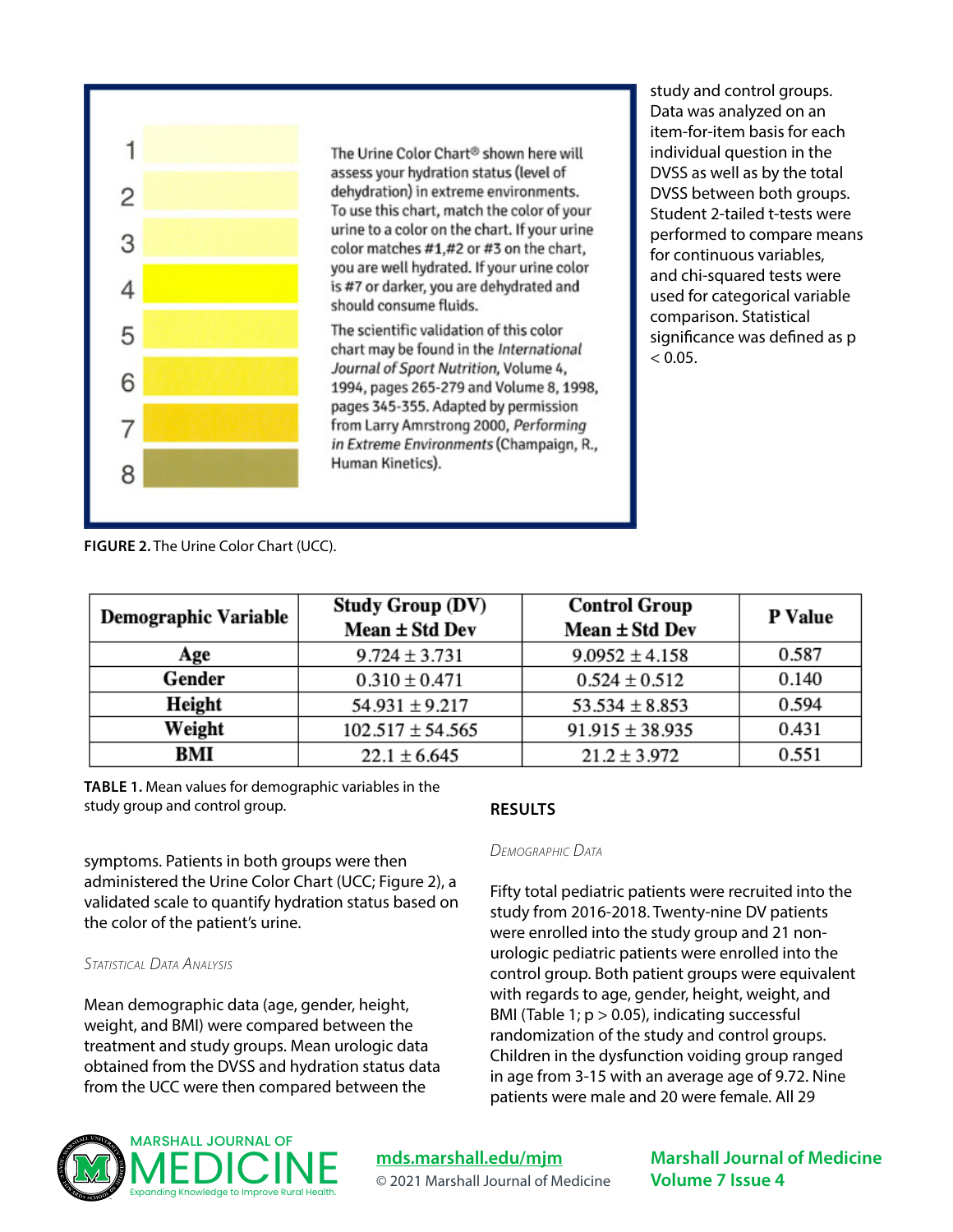1

2

3

4

5

6

7

8

The Urine Color Chart® shown here will assess your hydration status (level of dehydration) in extreme environments. To use this chart, match the color of your urine to a color on the chart. If your urine color matches #1,#2 or #3 on the chart, you are well hydrated. If your urine color is #7 or darker, you are dehydrated and should consume fluids.

The scientific validation of this color chart may be found in the *International Journal of Sport Nutrition*, Volume 4, 1994, pages 265-279 and Volume 8, 1998, pages 345-355. Adapted by permission from Larry Amrstrong 2000, *Performing in Extreme Environments* (Champaign, R., Human Kinetics).

**FIGURE 2.** The Urine Color Chart (UCC).

| Demographic Variable | Study Group (DV) Mean ± Std Dev | Control Group Mean ± Std Dev | P Value |
|---|---|---|---|
| Age | 9.724 ± 3.731 | 9.0952 ± 4.158 | 0.587 |
| Gender | 0.310 ± 0.471 | 0.524 ± 0.512 | 0.140 |
| Height | 54.931 ± 9.217 | 53.534 ± 8.853 | 0.594 |
| Weight | 102.517 ± 54.565 | 91.915 ± 38.935 | 0.431 |
| BMI | 22.1 ± 6.645 | 21.2 ± 3.972 | 0.551 |

**TABLE 1.** Mean values for demographic variables in the study group and control group.

symptoms. Patients in both groups were then administered the Urine Color Chart (UCC; Figure 2), a validated scale to quantify hydration status based on the color of the patient's urine.

### *Statistical Data Analysis*

Mean demographic data (age, gender, height, weight, and BMI) were compared between the treatment and study groups. Mean urologic data obtained from the DVSS and hydration status data from the UCC were then compared between the study and control groups. Data was analyzed on an item-for-item basis for each individual question in the DVSS as well as by the total DVSS between both groups. Student 2-tailed t-tests were performed to compare means for continuous variables, and chi-squared tests were used for categorical variable comparison. Statistical significance was defined as $p < 0.05$.

## RESULTS

### *Demographic Data*

Fifty total pediatric patients were recruited into the study from 2016-2018. Twenty-nine DV patients were enrolled into the study group and 21 non-urologic pediatric patients were enrolled into the control group. Both patient groups were equivalent with regards to age, gender, height, weight, and BMI (Table 1; $p > 0.05$), indicating successful randomization of the study and control groups. Children in the dysfunction voiding group ranged in age from 3-15 with an average age of 9.72. Nine patients were male and 20 were female. All 29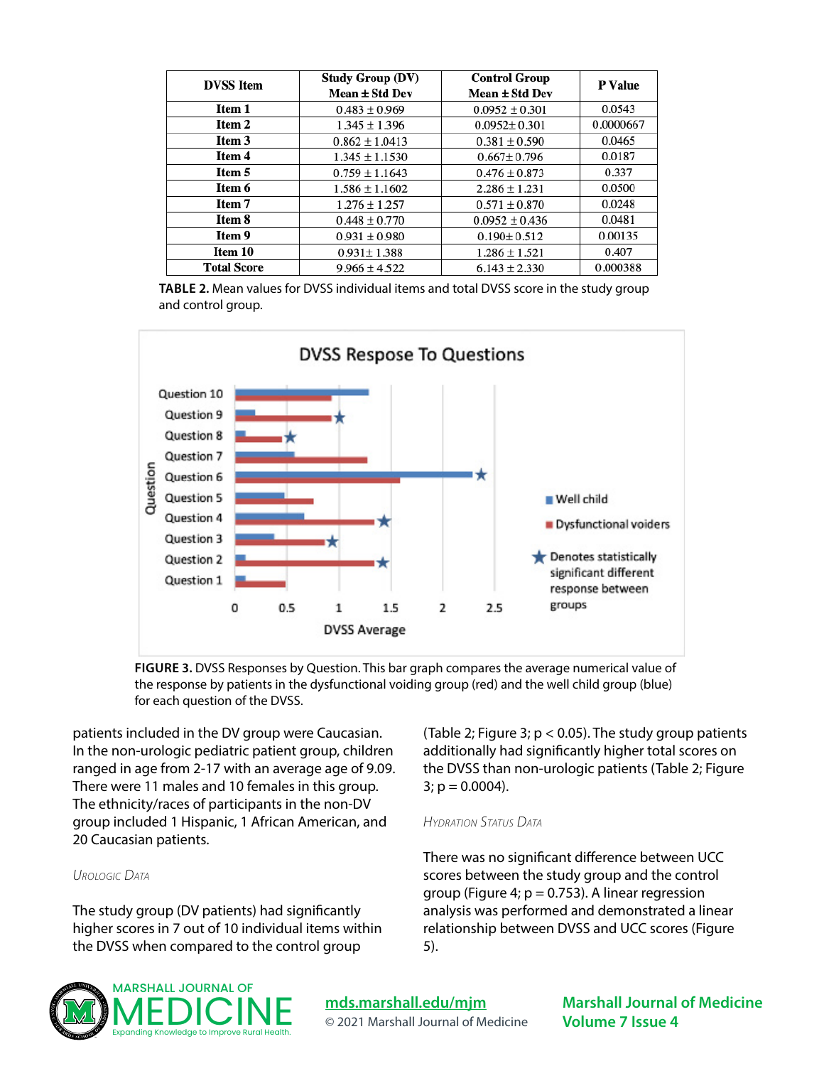| DVSS Item | Study Group (DV) Mean ± Std Dev | Control Group Mean ± Std Dev | P Value |
|---|---|---|---|
| Item 1 | 0.483 ± 0.969 | 0.0952 ± 0.301 | 0.0543 |
| Item 2 | 1.345 ± 1.396 | 0.0952± 0.301 | 0.0000667 |
| Item 3 | 0.862 ± 1.0413 | 0.381 ± 0.590 | 0.0465 |
| Item 4 | 1.345 ± 1.1530 | 0.667± 0.796 | 0.0187 |
| Item 5 | 0.759 ± 1.1643 | 0.476 ± 0.873 | 0.337 |
| Item 6 | 1.586 ± 1.1602 | 2.286 ± 1.231 | 0.0500 |
| Item 7 | 1.276 ± 1.257 | 0.571 ± 0.870 | 0.0248 |
| Item 8 | 0.448 ± 0.770 | 0.0952 ± 0.436 | 0.0481 |
| Item 9 | 0.931 ± 0.980 | 0.190± 0.512 | 0.00135 |
| Item 10 | 0.931± 1.388 | 1.286 ± 1.521 | 0.407 |
| Total Score | 9.966 ± 4.522 | 6.143 ± 2.330 | 0.000388 |

**TABLE 2.** Mean values for DVSS individual items and total DVSS score in the study group and control group.

**FIGURE 3.** DVSS Responses by Question. This bar graph compares the average numerical value of the response by patients in the dysfunctional voiding group (red) and the well child group (blue) for each question of the DVSS.

patients included in the DV group were Caucasian. In the non-urologic pediatric patient group, children ranged in age from 2-17 with an average age of 9.09. There were 11 males and 10 females in this group. The ethnicity/races of participants in the non-DV group included 1 Hispanic, 1 African American, and 20 Caucasian patients.

### *Urologic Data*

The study group (DV patients) had significantly higher scores in 7 out of 10 individual items within the DVSS when compared to the control group (Table 2; Figure 3; $p < 0.05$). The study group patients additionally had significantly higher total scores on the DVSS than non-urologic patients (Table 2; Figure 3; $p = 0.0004$).

### *Hydration Status Data*

There was no significant difference between UCC scores between the study group and the control group (Figure 4; $p = 0.753$). A linear regression analysis was performed and demonstrated a linear relationship between DVSS and UCC scores (Figure 5).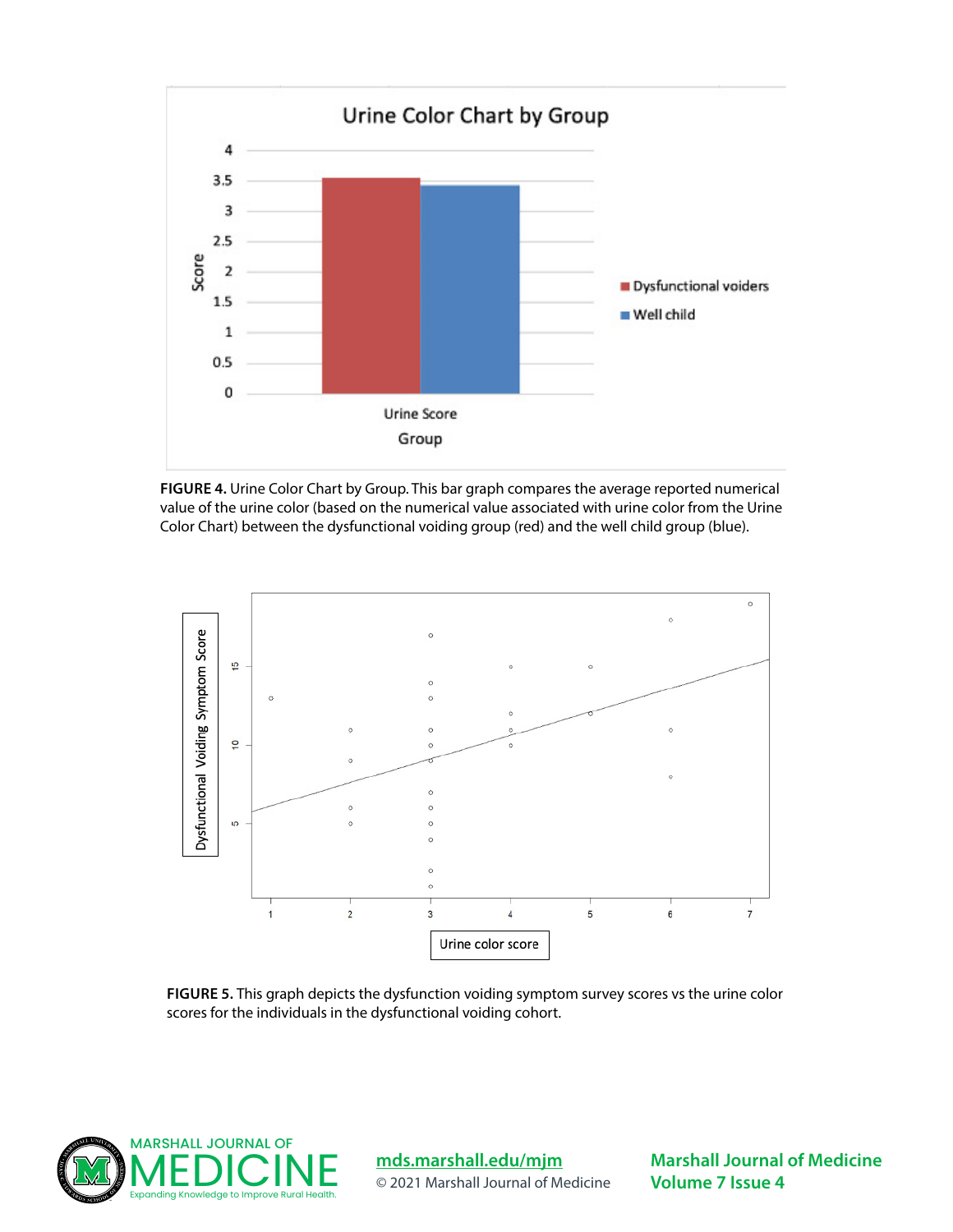FIGURE 4. Urine Color Chart by Group. This bar graph compares the average reported numerical value of the urine color (based on the numerical value associated with urine color from the Urine Color Chart) between the dysfunctional voiding group (red) and the well child group (blue).

FIGURE 5. This graph depicts the dysfunction voiding symptom survey scores vs the urine color scores for the individuals in the dysfunctional voiding cohort.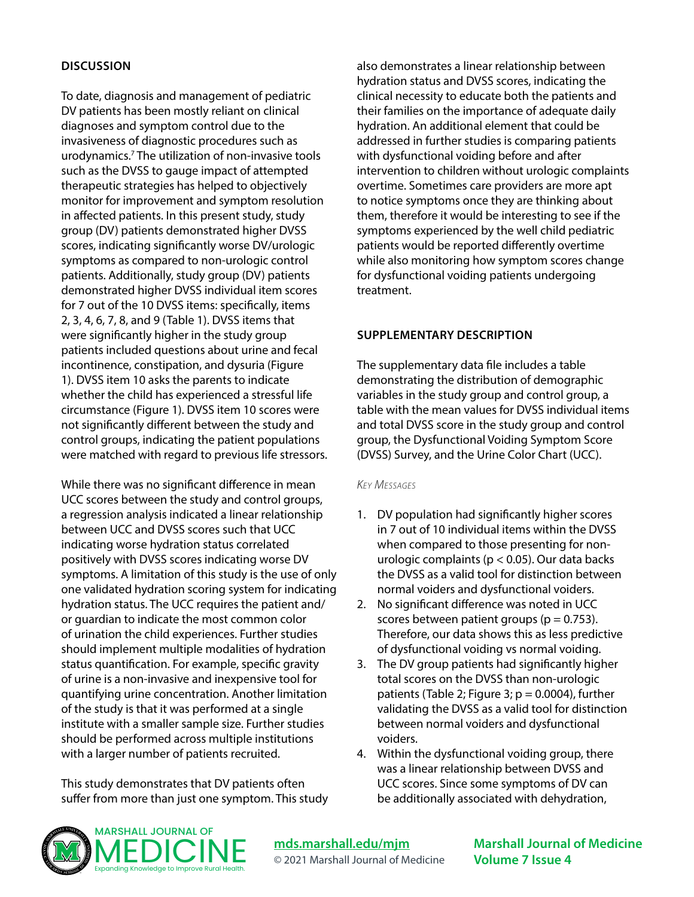## DISCUSSION

To date, diagnosis and management of pediatric DV patients has been mostly reliant on clinical diagnoses and symptom control due to the invasiveness of diagnostic procedures such as urodynamics.[7] The utilization of non-invasive tools such as the DVSS to gauge impact of attempted therapeutic strategies has helped to objectively monitor for improvement and symptom resolution in affected patients. In this present study, study group (DV) patients demonstrated higher DVSS scores, indicating significantly worse DV/urologic symptoms as compared to non-urologic control patients. Additionally, study group (DV) patients demonstrated higher DVSS individual item scores for 7 out of the 10 DVSS items: specifically, items 2, 3, 4, 6, 7, 8, and 9 (Table 1). DVSS items that were significantly higher in the study group patients included questions about urine and fecal incontinence, constipation, and dysuria (Figure 1). DVSS item 10 asks the parents to indicate whether the child has experienced a stressful life circumstance (Figure 1). DVSS item 10 scores were not significantly different between the study and control groups, indicating the patient populations were matched with regard to previous life stressors.

While there was no significant difference in mean UCC scores between the study and control groups, a regression analysis indicated a linear relationship between UCC and DVSS scores such that UCC indicating worse hydration status correlated positively with DVSS scores indicating worse DV symptoms. A limitation of this study is the use of only one validated hydration scoring system for indicating hydration status. The UCC requires the patient and/or guardian to indicate the most common color of urination the child experiences. Further studies should implement multiple modalities of hydration status quantification. For example, specific gravity of urine is a non-invasive and inexpensive tool for quantifying urine concentration. Another limitation of the study is that it was performed at a single institute with a smaller sample size. Further studies should be performed across multiple institutions with a larger number of patients recruited.

This study demonstrates that DV patients often suffer from more than just one symptom. This study also demonstrates a linear relationship between hydration status and DVSS scores, indicating the clinical necessity to educate both the patients and their families on the importance of adequate daily hydration. An additional element that could be addressed in further studies is comparing patients with dysfunctional voiding before and after intervention to children without urologic complaints overtime. Sometimes care providers are more apt to notice symptoms once they are thinking about them, therefore it would be interesting to see if the symptoms experienced by the well child pediatric patients would be reported differently overtime while also monitoring how symptom scores change for dysfunctional voiding patients undergoing treatment.

## SUPPLEMENTARY DESCRIPTION

The supplementary data file includes a table demonstrating the distribution of demographic variables in the study group and control group, a table with the mean values for DVSS individual items and total DVSS score in the study group and control group, the Dysfunctional Voiding Symptom Score (DVSS) Survey, and the Urine Color Chart (UCC).

*Key Messages*

1. DV population had significantly higher scores in 7 out of 10 individual items within the DVSS when compared to those presenting for non-urologic complaints ($p < 0.05$). Our data backs the DVSS as a valid tool for distinction between normal voiders and dysfunctional voiders.
2. No significant difference was noted in UCC scores between patient groups ($p = 0.753$). Therefore, our data shows this as less predictive of dysfunctional voiding vs normal voiding.
3. The DV group patients had significantly higher total scores on the DVSS than non-urologic patients (Table 2; Figure 3; $p = 0.0004$), further validating the DVSS as a valid tool for distinction between normal voiders and dysfunctional voiders.
4. Within the dysfunctional voiding group, there was a linear relationship between DVSS and UCC scores. Since some symptoms of DV can be additionally associated with dehydration,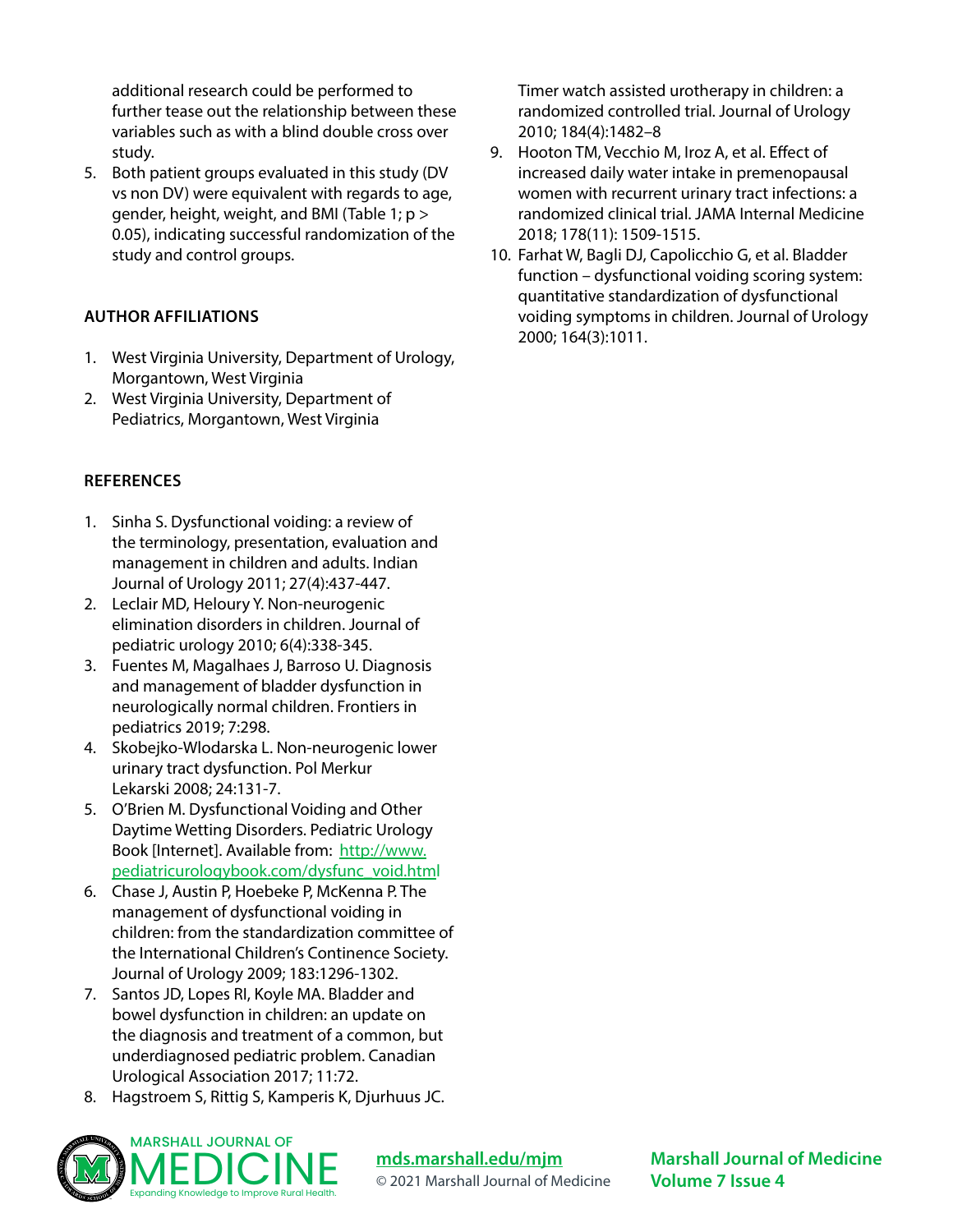additional research could be performed to further tease out the relationship between these variables such as with a blind double cross over study.

5. Both patient groups evaluated in this study (DV vs non DV) were equivalent with regards to age, gender, height, weight, and BMI (Table 1; $p > 0.05$), indicating successful randomization of the study and control groups.

## AUTHOR AFFILIATIONS

1. West Virginia University, Department of Urology, Morgantown, West Virginia
2. West Virginia University, Department of Pediatrics, Morgantown, West Virginia

## REFERENCES

1. Sinha S. Dysfunctional voiding: a review of the terminology, presentation, evaluation and management in children and adults. Indian Journal of Urology 2011; 27(4):437-447.
2. Leclair MD, Heloury Y. Non-neurogenic elimination disorders in children. Journal of pediatric urology 2010; 6(4):338-345.
3. Fuentes M, Magalhaes J, Barroso U. Diagnosis and management of bladder dysfunction in neurologically normal children. Frontiers in pediatrics 2019; 7:298.
4. Skobejko-Wlodarska L. Non-neurogenic lower urinary tract dysfunction. Pol Merkur Lekarski 2008; 24:131-7.
5. O'Brien M. Dysfunctional Voiding and Other Daytime Wetting Disorders. Pediatric Urology Book [Internet]. Available from: [http://www.pediatricurologybook.com/dysfunc_void.html](http://www.pediatricurologybook.com/dysfunc_void.html)
6. Chase J, Austin P, Hoebeke P, McKenna P. The management of dysfunctional voiding in children: from the standardization committee of the International Children's Continence Society. Journal of Urology 2009; 183:1296-1302.
7. Santos JD, Lopes RI, Koyle MA. Bladder and bowel dysfunction in children: an update on the diagnosis and treatment of a common, but underdiagnosed pediatric problem. Canadian Urological Association 2017; 11:72.
8. Hagstroem S, Rittig S, Kamperis K, Djurhuus JC. Timer watch assisted urotherapy in children: a randomized controlled trial. Journal of Urology 2010; 184(4):1482–8
9. Hooton TM, Vecchio M, Iroz A, et al. Effect of increased daily water intake in premenopausal women with recurrent urinary tract infections: a randomized clinical trial. JAMA Internal Medicine 2018; 178(11): 1509-1515.
10. Farhat W, Bagli DJ, Capolicchio G, et al. Bladder function – dysfunctional voiding scoring system: quantitative standardization of dysfunctional voiding symptoms in children. Journal of Urology 2000; 164(3):1011.